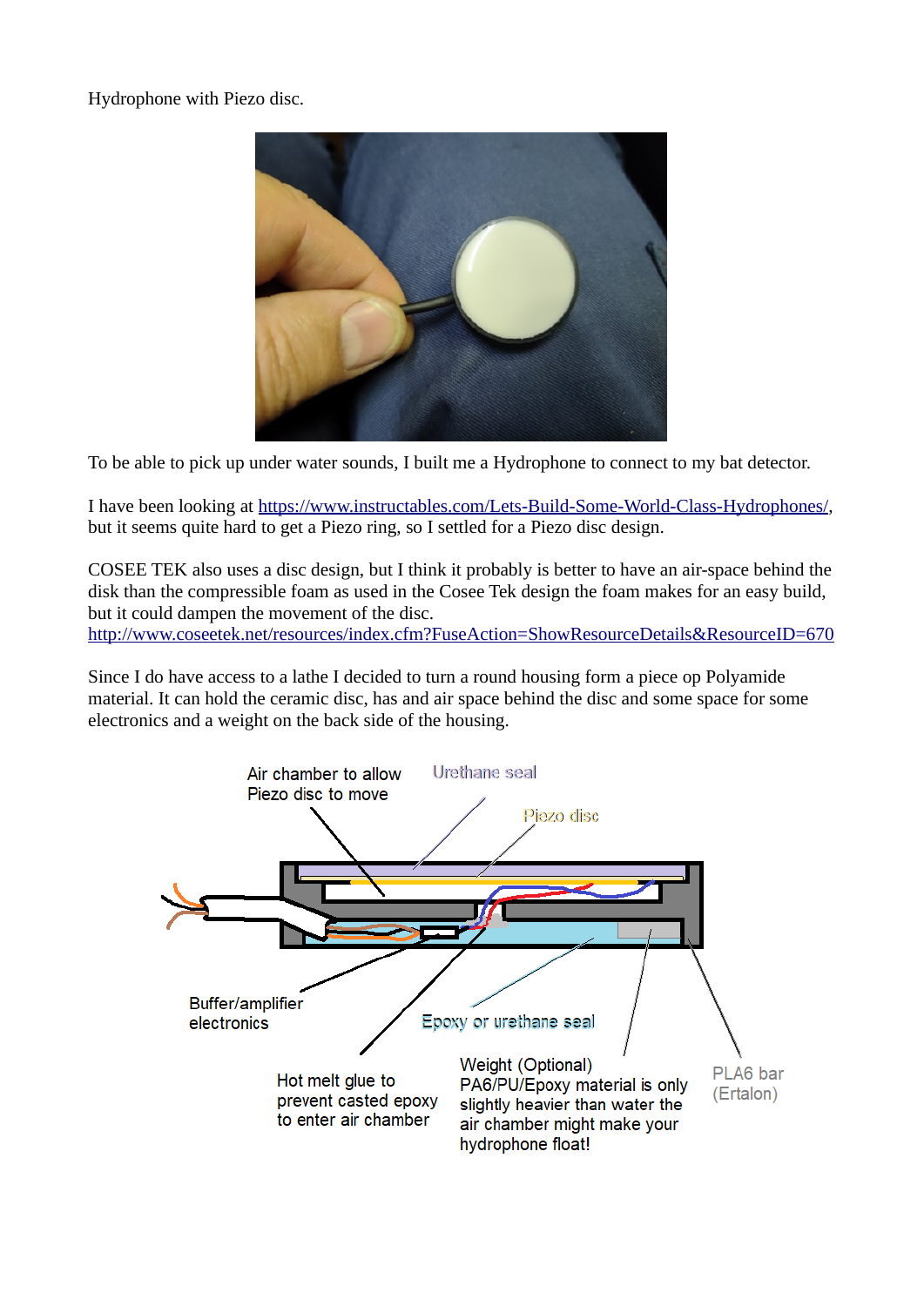Hydrophone with Piezo disc.

To be able to pick up under water sounds, I built me a Hydrophone to connect to my bat detector.

I have been looking at https://www.instructables.com/Lets-Build-Some-World-Class-Hydrophones/, but it seems quite hard to get a Piezo ring, so I settled for a Piezo disc design.

COSEE TEK also uses a disc design, but I think it probably is better to have an air-space behind the disk than the compressible foam as used in the Cosee Tek design the foam makes for an easy build, but it could dampen the movement of the disc.
http://www.coseetek.net/resources/index.cfm?FuseAction=ShowResourceDetails&ResourceID=670

Since I do have access to a lathe I decided to turn a round housing form a piece op Polyamide material. It can hold the ceramic disc, has and air space behind the disc and some space for some electronics and a weight on the back side of the housing.

Air chamber to allow Piezo disc to move

Urethane seal

Piezo disc

Buffer/amplifier electronics

Epoxy or urethane seal

Hot melt glue to prevent casted epoxy to enter air chamber

Weight (Optional) PA6/PU/Epoxy material is only slightly heavier than water the air chamber might make your hydrophone float!

PLA6 bar (Ertalon)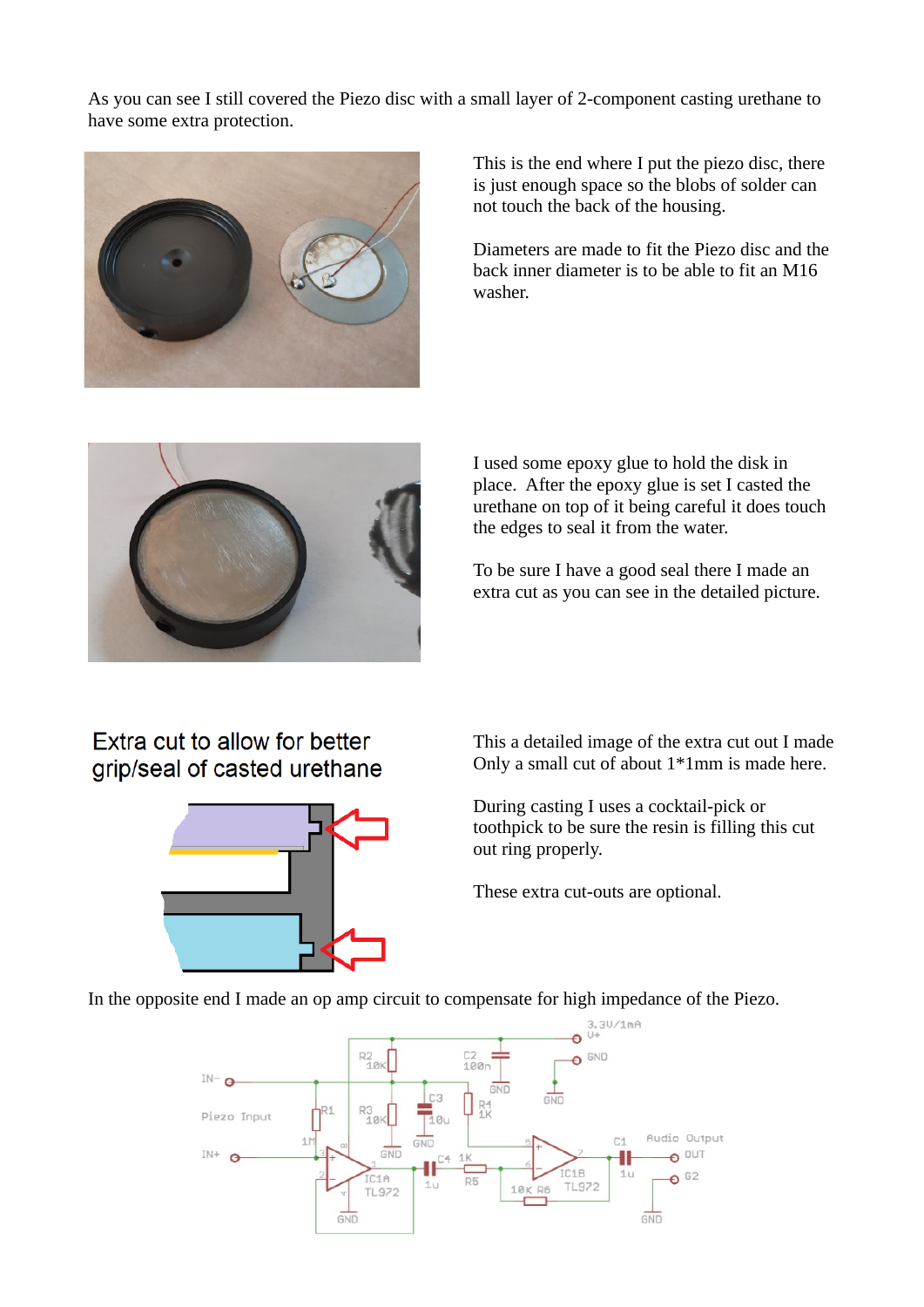As you can see I still covered the Piezo disc with a small layer of 2-component casting urethane to have some extra protection.

This is the end where I put the piezo disc, there is just enough space so the blobs of solder can not touch the back of the housing.

Diameters are made to fit the Piezo disc and the back inner diameter is to be able to fit an M16 washer.

I used some epoxy glue to hold the disk in place. After the epoxy glue is set I casted the urethane on top of it being careful it does touch the edges to seal it from the water.

To be sure I have a good seal there I made an extra cut as you can see in the detailed picture.

Extra cut to allow for better grip/seal of casted urethane

This a detailed image of the extra cut out I made Only a small cut of about 1*1mm is made here.

During casting I uses a cocktail-pick or toothpick to be sure the resin is filling this cut out ring properly.

These extra cut-outs are optional.

In the opposite end I made an op amp circuit to compensate for high impedance of the Piezo.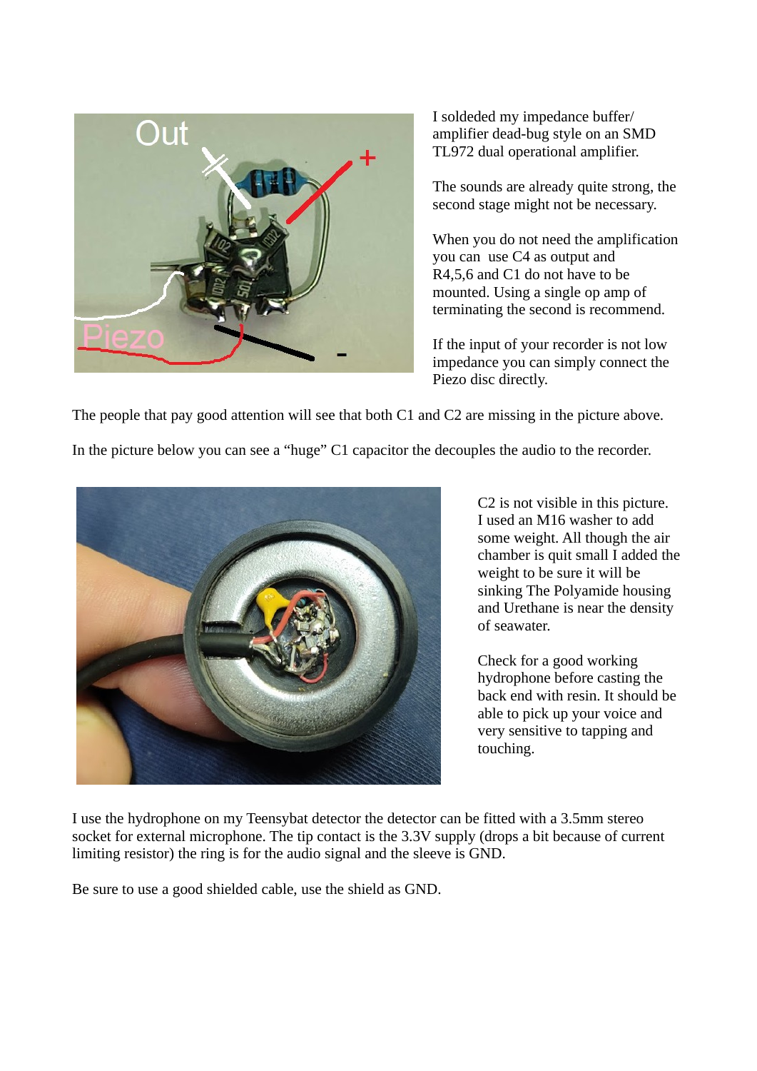I soldeded my impedance buffer/ amplifier dead-bug style on an SMD TL972 dual operational amplifier.

The sounds are already quite strong, the second stage might not be necessary.

When you do not need the amplification you can use C4 as output and R4,5,6 and C1 do not have to be mounted. Using a single op amp of terminating the second is recommend.

If the input of your recorder is not low impedance you can simply connect the Piezo disc directly.

The people that pay good attention will see that both C1 and C2 are missing in the picture above.

In the picture below you can see a "huge" C1 capacitor the decouples the audio to the recorder.

C2 is not visible in this picture. I used an M16 washer to add some weight. All though the air chamber is quit small I added the weight to be sure it will be sinking The Polyamide housing and Urethane is near the density of seawater.

Check for a good working hydrophone before casting the back end with resin. It should be able to pick up your voice and very sensitive to tapping and touching.

I use the hydrophone on my Teensybat detector the detector can be fitted with a 3.5mm stereo socket for external microphone. The tip contact is the 3.3V supply (drops a bit because of current limiting resistor) the ring is for the audio signal and the sleeve is GND.

Be sure to use a good shielded cable, use the shield as GND.